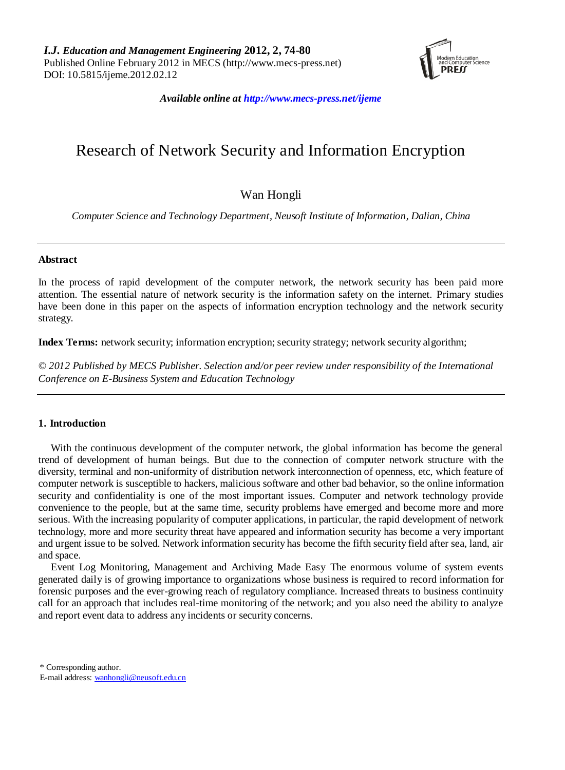*I.J. Education and Management Engineering* **2012, 2, 74-80**
Published Online February 2012 in MECS (http://www.mecs-press.net)
DOI: 10.5815/ijeme.2012.02.12

***Available online at http://www.mecs-press.net/ijeme***

# Research of Network Security and Information Encryption

Wan Hongli

*Computer Science and Technology Department, Neusoft Institute of Information, Dalian, China*

---

**Abstract**

In the process of rapid development of the computer network, the network security has been paid more attention. The essential nature of network security is the information safety on the internet. Primary studies have been done in this paper on the aspects of information encryption technology and the network security strategy.

**Index Terms:** network security; information encryption; security strategy; network security algorithm;

*© 2012 Published by MECS Publisher. Selection and/or peer review under responsibility of the International Conference on E-Business System and Education Technology*

---

## 1. Introduction

With the continuous development of the computer network, the global information has become the general trend of development of human beings. But due to the connection of computer network structure with the diversity, terminal and non-uniformity of distribution network interconnection of openness, etc, which feature of computer network is susceptible to hackers, malicious software and other bad behavior, so the online information security and confidentiality is one of the most important issues. Computer and network technology provide convenience to the people, but at the same time, security problems have emerged and become more and more serious. With the increasing popularity of computer applications, in particular, the rapid development of network technology, more and more security threat have appeared and information security has become a very important and urgent issue to be solved. Network information security has become the fifth security field after sea, land, air and space.

Event Log Monitoring, Management and Archiving Made Easy The enormous volume of system events generated daily is of growing importance to organizations whose business is required to record information for forensic purposes and the ever-growing reach of regulatory compliance. Increased threats to business continuity call for an approach that includes real-time monitoring of the network; and you also need the ability to analyze and report event data to address any incidents or security concerns.

\* Corresponding author.
E-mail address: wanhongli@neusoft.edu.cn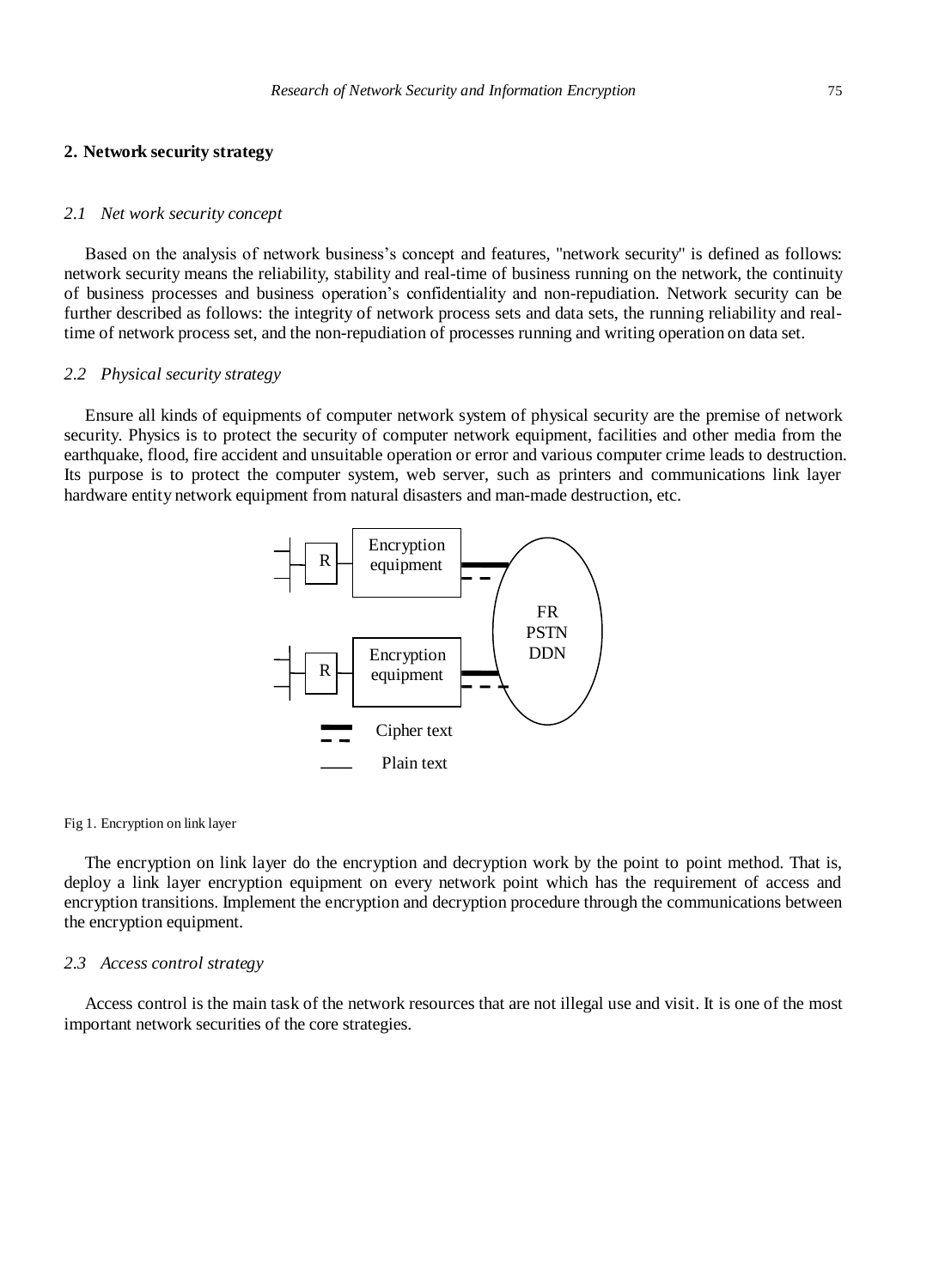## 2. Network security strategy

### *2.1 Net work security concept*

Based on the analysis of network business's concept and features, "network security" is defined as follows: network security means the reliability, stability and real-time of business running on the network, the continuity of business processes and business operation's confidentiality and non-repudiation. Network security can be further described as follows: the integrity of network process sets and data sets, the running reliability and real-time of network process set, and the non-repudiation of processes running and writing operation on data set.

### *2.2 Physical security strategy*

Ensure all kinds of equipments of computer network system of physical security are the premise of network security. Physics is to protect the security of computer network equipment, facilities and other media from the earthquake, flood, fire accident and unsuitable operation or error and various computer crime leads to destruction. Its purpose is to protect the computer system, web server, such as printers and communications link layer hardware entity network equipment from natural disasters and man-made destruction, etc.

R

Encryption equipment

R

Encryption equipment

FR
PSTN
DDN

Cipher text

Plain text

Fig 1. Encryption on link layer

The encryption on link layer do the encryption and decryption work by the point to point method. That is, deploy a link layer encryption equipment on every network point which has the requirement of access and encryption transitions. Implement the encryption and decryption procedure through the communications between the encryption equipment.

### *2.3 Access control strategy*

Access control is the main task of the network resources that are not illegal use and visit. It is one of the most important network securities of the core strategies.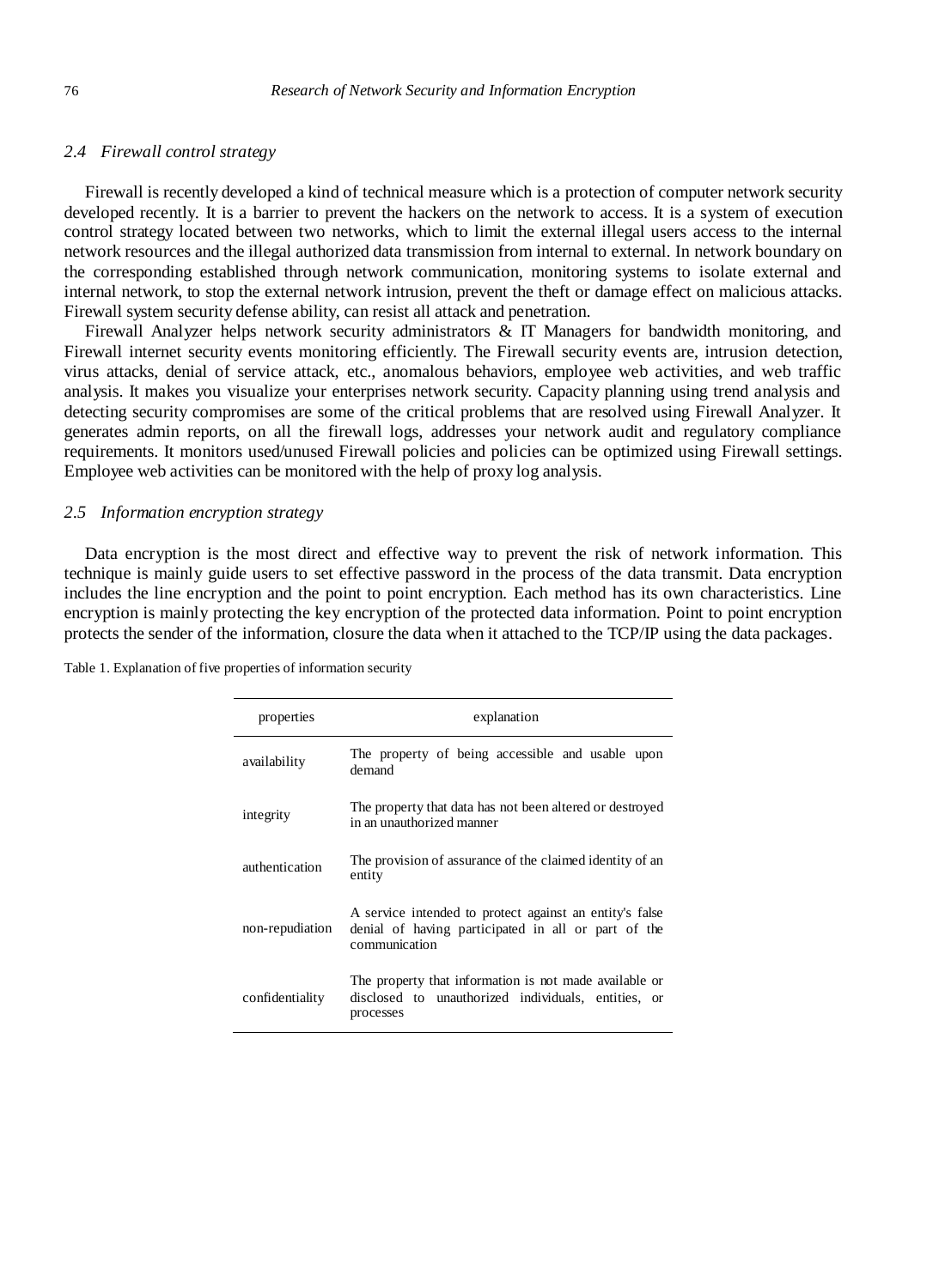### *2.4 Firewall control strategy*

Firewall is recently developed a kind of technical measure which is a protection of computer network security developed recently. It is a barrier to prevent the hackers on the network to access. It is a system of execution control strategy located between two networks, which to limit the external illegal users access to the internal network resources and the illegal authorized data transmission from internal to external. In network boundary on the corresponding established through network communication, monitoring systems to isolate external and internal network, to stop the external network intrusion, prevent the theft or damage effect on malicious attacks. Firewall system security defense ability, can resist all attack and penetration.

Firewall Analyzer helps network security administrators & IT Managers for bandwidth monitoring, and Firewall internet security events monitoring efficiently. The Firewall security events are, intrusion detection, virus attacks, denial of service attack, etc., anomalous behaviors, employee web activities, and web traffic analysis. It makes you visualize your enterprises network security. Capacity planning using trend analysis and detecting security compromises are some of the critical problems that are resolved using Firewall Analyzer. It generates admin reports, on all the firewall logs, addresses your network audit and regulatory compliance requirements. It monitors used/unused Firewall policies and policies can be optimized using Firewall settings. Employee web activities can be monitored with the help of proxy log analysis.

### *2.5 Information encryption strategy*

Data encryption is the most direct and effective way to prevent the risk of network information. This technique is mainly guide users to set effective password in the process of the data transmit. Data encryption includes the line encryption and the point to point encryption. Each method has its own characteristics. Line encryption is mainly protecting the key encryption of the protected data information. Point to point encryption protects the sender of the information, closure the data when it attached to the TCP/IP using the data packages.

Table 1. Explanation of five properties of information security

| properties | explanation |
|---|---|
| availability | The property of being accessible and usable upon demand |
| integrity | The property that data has not been altered or destroyed in an unauthorized manner |
| authentication | The provision of assurance of the claimed identity of an entity |
| non-repudiation | A service intended to protect against an entity's false denial of having participated in all or part of the communication |
| confidentiality | The property that information is not made available or disclosed to unauthorized individuals, entities, or processes |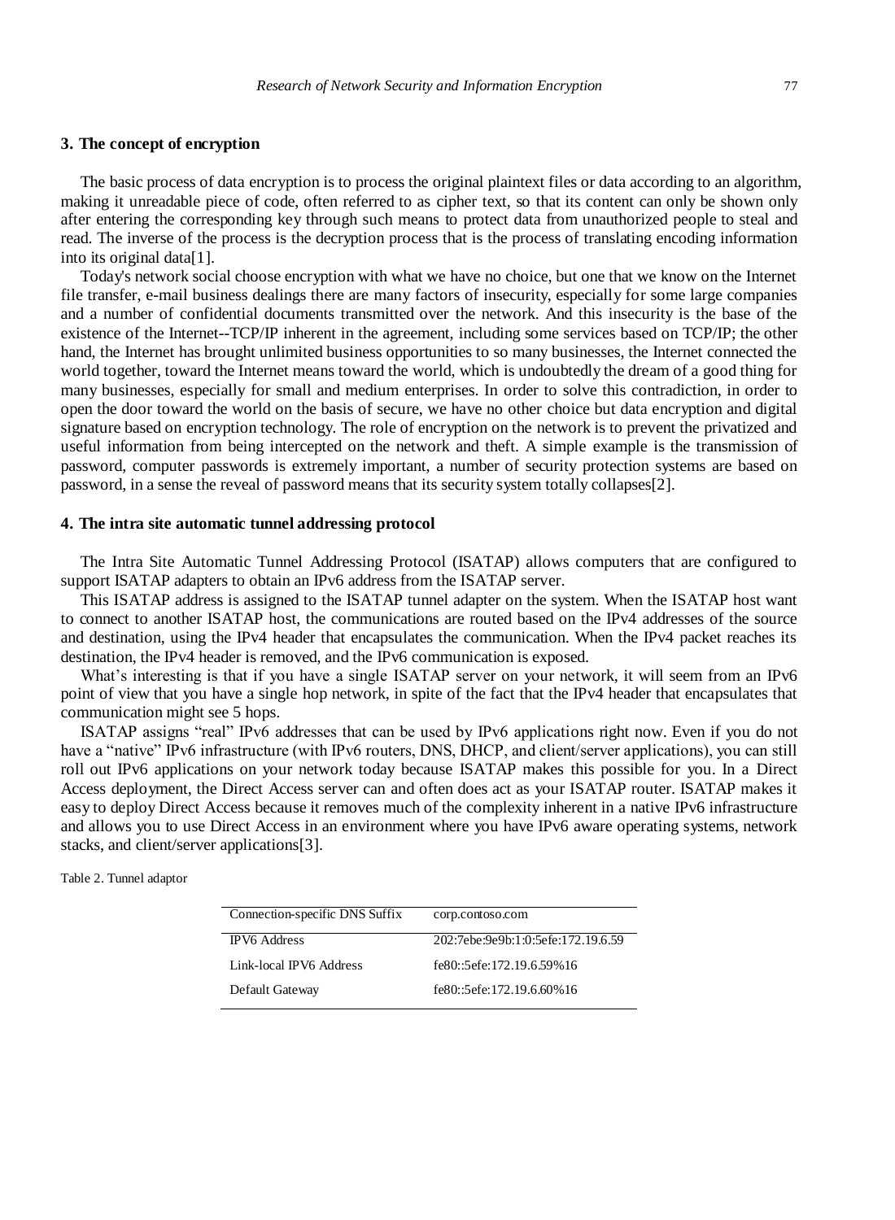## 3. The concept of encryption

The basic process of data encryption is to process the original plaintext files or data according to an algorithm, making it unreadable piece of code, often referred to as cipher text, so that its content can only be shown only after entering the corresponding key through such means to protect data from unauthorized people to steal and read. The inverse of the process is the decryption process that is the process of translating encoding information into its original data[1].

Today's network social choose encryption with what we have no choice, but one that we know on the Internet file transfer, e-mail business dealings there are many factors of insecurity, especially for some large companies and a number of confidential documents transmitted over the network. And this insecurity is the base of the existence of the Internet--TCP/IP inherent in the agreement, including some services based on TCP/IP; the other hand, the Internet has brought unlimited business opportunities to so many businesses, the Internet connected the world together, toward the Internet means toward the world, which is undoubtedly the dream of a good thing for many businesses, especially for small and medium enterprises. In order to solve this contradiction, in order to open the door toward the world on the basis of secure, we have no other choice but data encryption and digital signature based on encryption technology. The role of encryption on the network is to prevent the privatized and useful information from being intercepted on the network and theft. A simple example is the transmission of password, computer passwords is extremely important, a number of security protection systems are based on password, in a sense the reveal of password means that its security system totally collapses[2].

## 4. The intra site automatic tunnel addressing protocol

The Intra Site Automatic Tunnel Addressing Protocol (ISATAP) allows computers that are configured to support ISATAP adapters to obtain an IPv6 address from the ISATAP server.

This ISATAP address is assigned to the ISATAP tunnel adapter on the system. When the ISATAP host want to connect to another ISATAP host, the communications are routed based on the IPv4 addresses of the source and destination, using the IPv4 header that encapsulates the communication. When the IPv4 packet reaches its destination, the IPv4 header is removed, and the IPv6 communication is exposed.

What's interesting is that if you have a single ISATAP server on your network, it will seem from an IPv6 point of view that you have a single hop network, in spite of the fact that the IPv4 header that encapsulates that communication might see 5 hops.

ISATAP assigns "real" IPv6 addresses that can be used by IPv6 applications right now. Even if you do not have a "native" IPv6 infrastructure (with IPv6 routers, DNS, DHCP, and client/server applications), you can still roll out IPv6 applications on your network today because ISATAP makes this possible for you. In a Direct Access deployment, the Direct Access server can and often does act as your ISATAP router. ISATAP makes it easy to deploy Direct Access because it removes much of the complexity inherent in a native IPv6 infrastructure and allows you to use Direct Access in an environment where you have IPv6 aware operating systems, network stacks, and client/server applications[3].

Table 2. Tunnel adaptor

| Connection-specific DNS Suffix | corp.contoso.com |
|---|---|
| IPV6 Address | 202:7ebe:9e9b:1:0:5efe:172.19.6.59 |
| Link-local IPV6 Address | fe80::5efe:172.19.6.59%16 |
| Default Gateway | fe80::5efe:172.19.6.60%16 |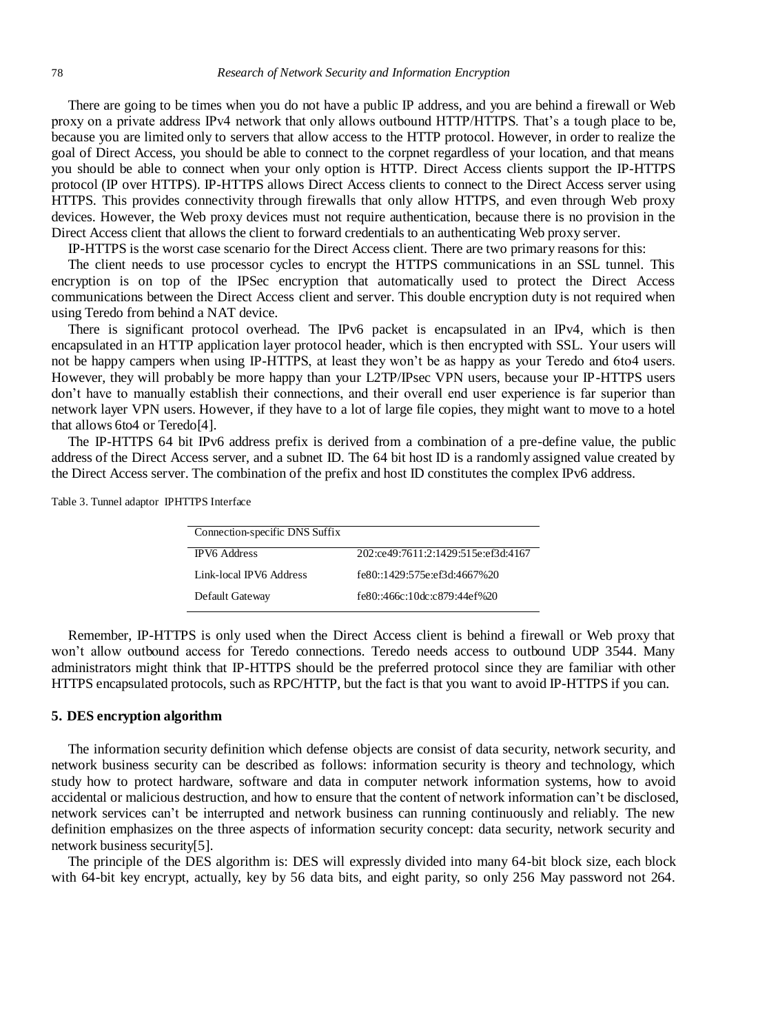There are going to be times when you do not have a public IP address, and you are behind a firewall or Web proxy on a private address IPv4 network that only allows outbound HTTP/HTTPS. That's a tough place to be, because you are limited only to servers that allow access to the HTTP protocol. However, in order to realize the goal of Direct Access, you should be able to connect to the corpnet regardless of your location, and that means you should be able to connect when your only option is HTTP. Direct Access clients support the IP-HTTPS protocol (IP over HTTPS). IP-HTTPS allows Direct Access clients to connect to the Direct Access server using HTTPS. This provides connectivity through firewalls that only allow HTTPS, and even through Web proxy devices. However, the Web proxy devices must not require authentication, because there is no provision in the Direct Access client that allows the client to forward credentials to an authenticating Web proxy server.

IP-HTTPS is the worst case scenario for the Direct Access client. There are two primary reasons for this:

The client needs to use processor cycles to encrypt the HTTPS communications in an SSL tunnel. This encryption is on top of the IPSec encryption that automatically used to protect the Direct Access communications between the Direct Access client and server. This double encryption duty is not required when using Teredo from behind a NAT device.

There is significant protocol overhead. The IPv6 packet is encapsulated in an IPv4, which is then encapsulated in an HTTP application layer protocol header, which is then encrypted with SSL. Your users will not be happy campers when using IP-HTTPS, at least they won't be as happy as your Teredo and 6to4 users. However, they will probably be more happy than your L2TP/IPsec VPN users, because your IP-HTTPS users don't have to manually establish their connections, and their overall end user experience is far superior than network layer VPN users. However, if they have to a lot of large file copies, they might want to move to a hotel that allows 6to4 or Teredo[4].

The IP-HTTPS 64 bit IPv6 address prefix is derived from a combination of a pre-define value, the public address of the Direct Access server, and a subnet ID. The 64 bit host ID is a randomly assigned value created by the Direct Access server. The combination of the prefix and host ID constitutes the complex IPv6 address.

Table 3. Tunnel adaptor IPHTTPS Interface

| | |
|---|---|
| Connection-specific DNS Suffix | |
| IPV6 Address | 202:ce49:7611:2:1429:515e:ef3d:4167 |
| Link-local IPV6 Address | fe80::1429:575e:ef3d:4667%20 |
| Default Gateway | fe80::466c:10dc:c879:44ef%20 |

Remember, IP-HTTPS is only used when the Direct Access client is behind a firewall or Web proxy that won't allow outbound access for Teredo connections. Teredo needs access to outbound UDP 3544. Many administrators might think that IP-HTTPS should be the preferred protocol since they are familiar with other HTTPS encapsulated protocols, such as RPC/HTTP, but the fact is that you want to avoid IP-HTTPS if you can.

## 5. DES encryption algorithm

The information security definition which defense objects are consist of data security, network security, and network business security can be described as follows: information security is theory and technology, which study how to protect hardware, software and data in computer network information systems, how to avoid accidental or malicious destruction, and how to ensure that the content of network information can't be disclosed, network services can't be interrupted and network business can running continuously and reliably. The new definition emphasizes on the three aspects of information security concept: data security, network security and network business security[5].

The principle of the DES algorithm is: DES will expressly divided into many 64-bit block size, each block with 64-bit key encrypt, actually, key by 56 data bits, and eight parity, so only 256 May password not 264.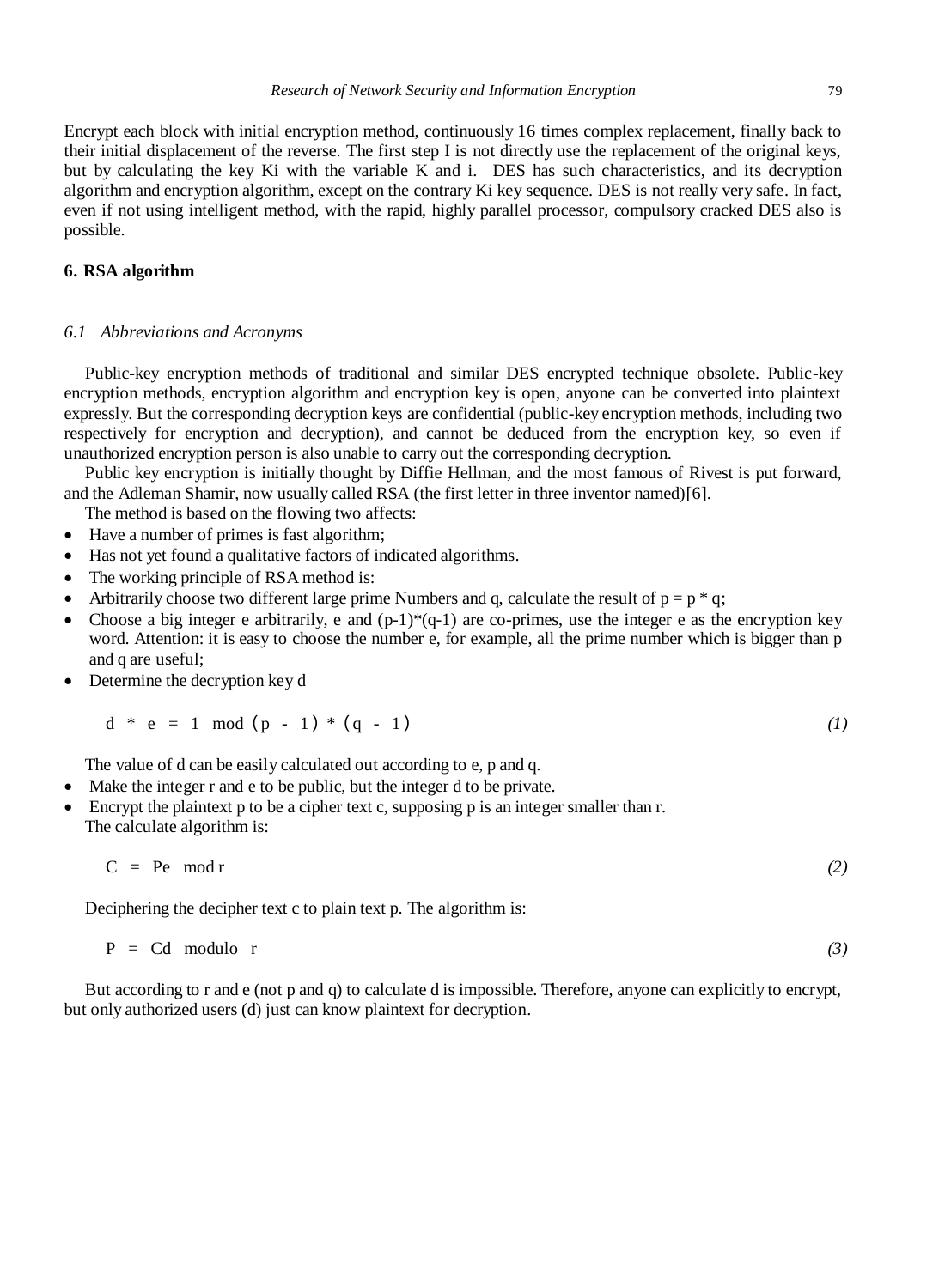Encrypt each block with initial encryption method, continuously 16 times complex replacement, finally back to their initial displacement of the reverse. The first step I is not directly use the replacement of the original keys, but by calculating the key Ki with the variable K and i. DES has such characteristics, and its decryption algorithm and encryption algorithm, except on the contrary Ki key sequence. DES is not really very safe. In fact, even if not using intelligent method, with the rapid, highly parallel processor, compulsory cracked DES also is possible.

## 6. RSA algorithm

### *6.1 Abbreviations and Acronyms*

Public-key encryption methods of traditional and similar DES encrypted technique obsolete. Public-key encryption methods, encryption algorithm and encryption key is open, anyone can be converted into plaintext expressly. But the corresponding decryption keys are confidential (public-key encryption methods, including two respectively for encryption and decryption), and cannot be deduced from the encryption key, so even if unauthorized encryption person is also unable to carry out the corresponding decryption.

Public key encryption is initially thought by Diffie Hellman, and the most famous of Rivest is put forward, and the Adleman Shamir, now usually called RSA (the first letter in three inventor named)[6].

The method is based on the flowing two affects:

- Have a number of primes is fast algorithm;
- Has not yet found a qualitative factors of indicated algorithms.
- The working principle of RSA method is:
- Arbitrarily choose two different large prime Numbers and q, calculate the result of $p = p * q$;
- Choose a big integer e arbitrarily, e and $(p-1)*(q-1)$ are co-primes, use the integer e as the encryption key word. Attention: it is easy to choose the number e, for example, all the prime number which is bigger than p and q are useful;
- Determine the decryption key d

$$d * e = 1 \mod (p - 1) * (q - 1) \tag{1}$$

The value of d can be easily calculated out according to e, p and q.

- Make the integer r and e to be public, but the integer d to be private.
- Encrypt the plaintext p to be a cipher text c, supposing p is an integer smaller than r.

The calculate algorithm is:

$$C = Pe \mod r \tag{2}$$

Deciphering the decipher text c to plain text p. The algorithm is:

$$P = Cd \text{ modulo } r \tag{3}$$

But according to r and e (not p and q) to calculate d is impossible. Therefore, anyone can explicitly to encrypt, but only authorized users (d) just can know plaintext for decryption.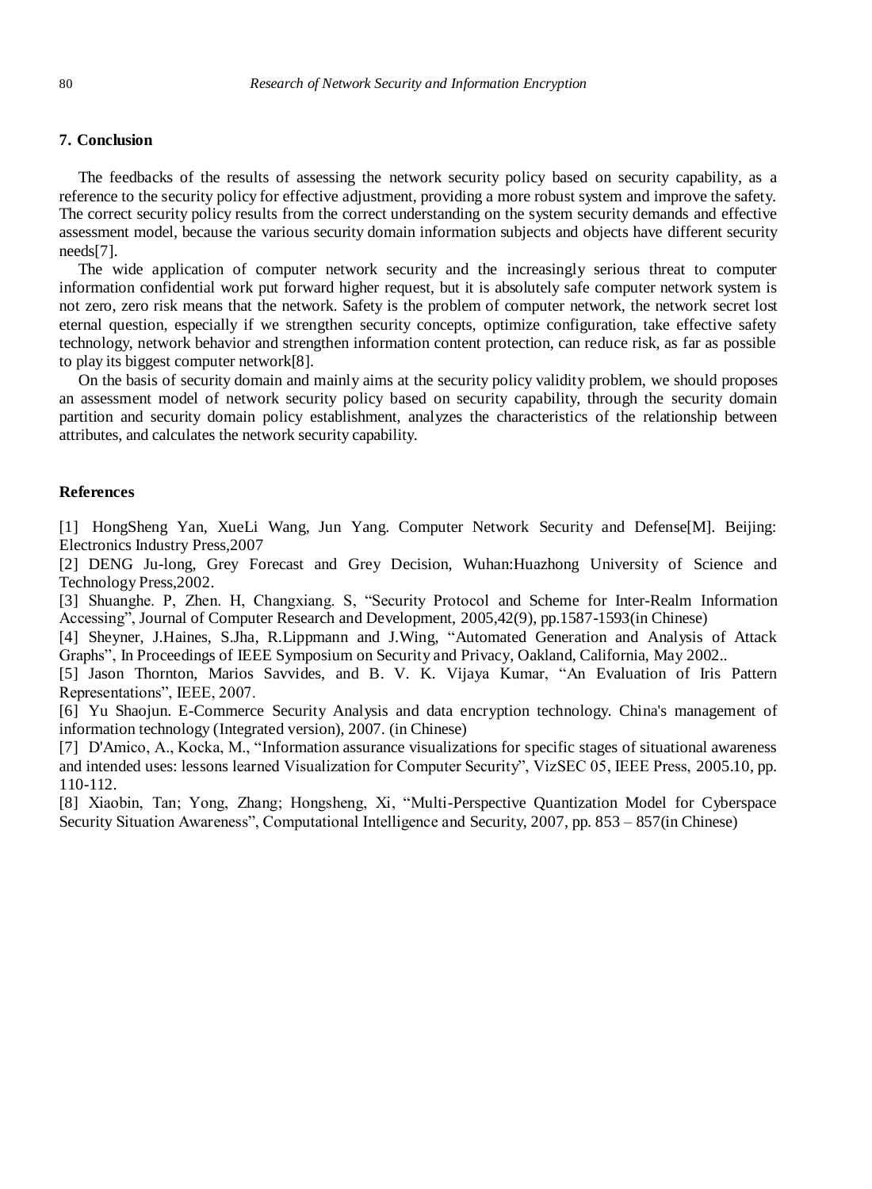## 7. Conclusion

The feedbacks of the results of assessing the network security policy based on security capability, as a reference to the security policy for effective adjustment, providing a more robust system and improve the safety. The correct security policy results from the correct understanding on the system security demands and effective assessment model, because the various security domain information subjects and objects have different security needs[7].

The wide application of computer network security and the increasingly serious threat to computer information confidential work put forward higher request, but it is absolutely safe computer network system is not zero, zero risk means that the network. Safety is the problem of computer network, the network secret lost eternal question, especially if we strengthen security concepts, optimize configuration, take effective safety technology, network behavior and strengthen information content protection, can reduce risk, as far as possible to play its biggest computer network[8].

On the basis of security domain and mainly aims at the security policy validity problem, we should proposes an assessment model of network security policy based on security capability, through the security domain partition and security domain policy establishment, analyzes the characteristics of the relationship between attributes, and calculates the network security capability.

## References

[1] HongSheng Yan, XueLi Wang, Jun Yang. Computer Network Security and Defense[M]. Beijing: Electronics Industry Press,2007

[2] DENG Ju-long, Grey Forecast and Grey Decision, Wuhan:Huazhong University of Science and Technology Press,2002.

[3] Shuanghe. P, Zhen. H, Changxiang. S, "Security Protocol and Scheme for Inter-Realm Information Accessing", Journal of Computer Research and Development, 2005,42(9), pp.1587-1593(in Chinese)

[4] Sheyner, J.Haines, S.Jha, R.Lippmann and J.Wing, "Automated Generation and Analysis of Attack Graphs", In Proceedings of IEEE Symposium on Security and Privacy, Oakland, California, May 2002..

[5] Jason Thornton, Marios Savvides, and B. V. K. Vijaya Kumar, "An Evaluation of Iris Pattern Representations", IEEE, 2007.

[6] Yu Shaojun. E-Commerce Security Analysis and data encryption technology. China's management of information technology (Integrated version), 2007. (in Chinese)

[7] D'Amico, A., Kocka, M., "Information assurance visualizations for specific stages of situational awareness and intended uses: lessons learned Visualization for Computer Security", VizSEC 05, IEEE Press, 2005.10, pp. 110-112.

[8] Xiaobin, Tan; Yong, Zhang; Hongsheng, Xi, "Multi-Perspective Quantization Model for Cyberspace Security Situation Awareness", Computational Intelligence and Security, 2007, pp. 853 – 857(in Chinese)